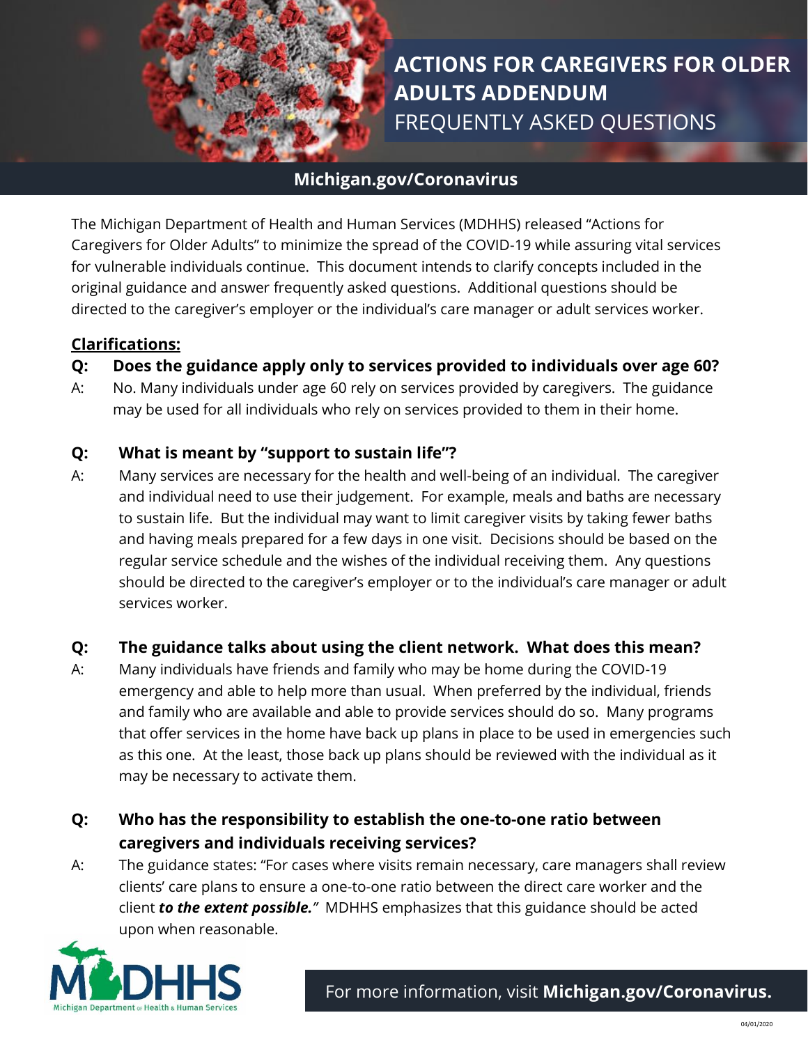# ACTIONS FOR CAREGIVERS FOR OLDER ADULTS ADDENDUM

## FREQUENTLY ASKED QUESTIONS

**Michigan.gov/Coronavirus**

The Michigan Department of Health and Human Services (MDHHS) released "Actions for Caregivers for Older Adults" to minimize the spread of the COVID-19 while assuring vital services for vulnerable individuals continue. This document intends to clarify concepts included in the original guidance and answer frequently asked questions. Additional questions should be directed to the caregiver's employer or the individual's care manager or adult services worker.

### **Clarifications:**

**Q: Does the guidance apply only to services provided to individuals over age 60?**

A: No. Many individuals under age 60 rely on services provided by caregivers. The guidance may be used for all individuals who rely on services provided to them in their home.

**Q: What is meant by "support to sustain life"?**

A: Many services are necessary for the health and well-being of an individual. The caregiver and individual need to use their judgement. For example, meals and baths are necessary to sustain life. But the individual may want to limit caregiver visits by taking fewer baths and having meals prepared for a few days in one visit. Decisions should be based on the regular service schedule and the wishes of the individual receiving them. Any questions should be directed to the caregiver's employer or to the individual's care manager or adult services worker.

**Q: The guidance talks about using the client network. What does this mean?**

A: Many individuals have friends and family who may be home during the COVID-19 emergency and able to help more than usual. When preferred by the individual, friends and family who are available and able to provide services should do so. Many programs that offer services in the home have back up plans in place to be used in emergencies such as this one. At the least, those back up plans should be reviewed with the individual as it may be necessary to activate them.

**Q: Who has the responsibility to establish the one-to-one ratio between caregivers and individuals receiving services?**

A: The guidance states: "For cases where visits remain necessary, care managers shall review clients' care plans to ensure a one-to-one ratio between the direct care worker and the client ***to the extent possible.***" MDHHS emphasizes that this guidance should be acted upon when reasonable.

For more information, visit **Michigan.gov/Coronavirus.**

04/01/2020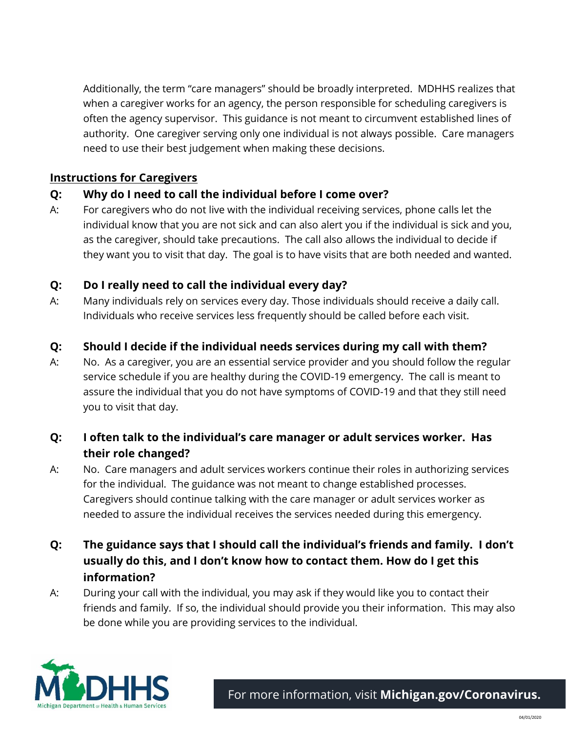Additionally, the term "care managers" should be broadly interpreted. MDHHS realizes that when a caregiver works for an agency, the person responsible for scheduling caregivers is often the agency supervisor. This guidance is not meant to circumvent established lines of authority. One caregiver serving only one individual is not always possible. Care managers need to use their best judgement when making these decisions.

## Instructions for Caregivers

**Q: Why do I need to call the individual before I come over?**

A: For caregivers who do not live with the individual receiving services, phone calls let the individual know that you are not sick and can also alert you if the individual is sick and you, as the caregiver, should take precautions. The call also allows the individual to decide if they want you to visit that day. The goal is to have visits that are both needed and wanted.

**Q: Do I really need to call the individual every day?**

A: Many individuals rely on services every day. Those individuals should receive a daily call. Individuals who receive services less frequently should be called before each visit.

**Q: Should I decide if the individual needs services during my call with them?**

A: No. As a caregiver, you are an essential service provider and you should follow the regular service schedule if you are healthy during the COVID-19 emergency. The call is meant to assure the individual that you do not have symptoms of COVID-19 and that they still need you to visit that day.

**Q: I often talk to the individual's care manager or adult services worker. Has their role changed?**

A: No. Care managers and adult services workers continue their roles in authorizing services for the individual. The guidance was not meant to change established processes. Caregivers should continue talking with the care manager or adult services worker as needed to assure the individual receives the services needed during this emergency.

**Q: The guidance says that I should call the individual's friends and family. I don't usually do this, and I don't know how to contact them. How do I get this information?**

A: During your call with the individual, you may ask if they would like you to contact their friends and family. If so, the individual should provide you their information. This may also be done while you are providing services to the individual.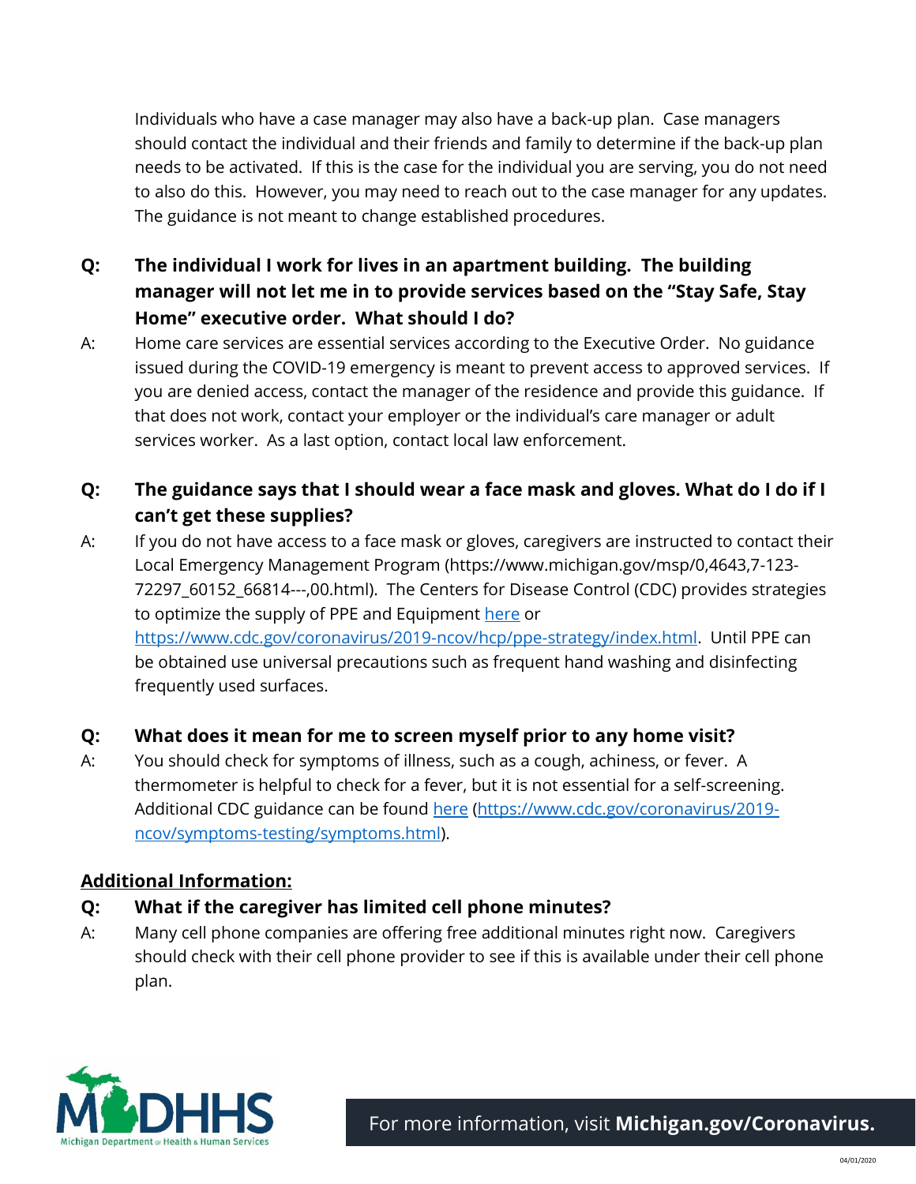Individuals who have a case manager may also have a back-up plan. Case managers should contact the individual and their friends and family to determine if the back-up plan needs to be activated. If this is the case for the individual you are serving, you do not need to also do this. However, you may need to reach out to the case manager for any updates. The guidance is not meant to change established procedures.

**Q: The individual I work for lives in an apartment building. The building manager will not let me in to provide services based on the "Stay Safe, Stay Home" executive order. What should I do?**

A: Home care services are essential services according to the Executive Order. No guidance issued during the COVID-19 emergency is meant to prevent access to approved services. If you are denied access, contact the manager of the residence and provide this guidance. If that does not work, contact your employer or the individual's care manager or adult services worker. As a last option, contact local law enforcement.

**Q: The guidance says that I should wear a face mask and gloves. What do I do if I can't get these supplies?**

A: If you do not have access to a face mask or gloves, caregivers are instructed to contact their Local Emergency Management Program (https://www.michigan.gov/msp/0,4643,7-123-72297_60152_66814---,00.html). The Centers for Disease Control (CDC) provides strategies to optimize the supply of PPE and Equipment [here](https://www.cdc.gov/coronavirus/2019-ncov/hcp/ppe-strategy/index.html) or https://www.cdc.gov/coronavirus/2019-ncov/hcp/ppe-strategy/index.html. Until PPE can be obtained use universal precautions such as frequent hand washing and disinfecting frequently used surfaces.

**Q: What does it mean for me to screen myself prior to any home visit?**

A: You should check for symptoms of illness, such as a cough, achiness, or fever. A thermometer is helpful to check for a fever, but it is not essential for a self-screening. Additional CDC guidance can be found [here](https://www.cdc.gov/coronavirus/2019-ncov/symptoms-testing/symptoms.html) (https://www.cdc.gov/coronavirus/2019-ncov/symptoms-testing/symptoms.html).

**Additional Information:**

**Q: What if the caregiver has limited cell phone minutes?**

A: Many cell phone companies are offering free additional minutes right now. Caregivers should check with their cell phone provider to see if this is available under their cell phone plan.

For more information, visit **Michigan.gov/Coronavirus.**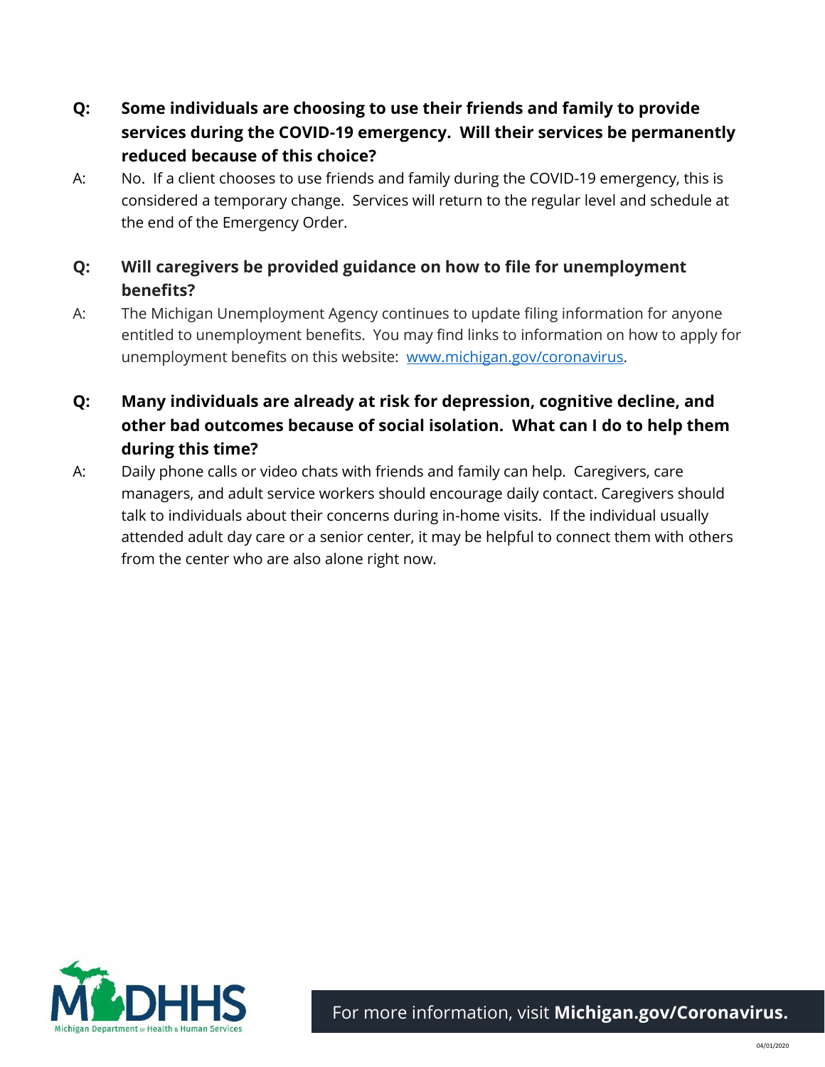**Q: Some individuals are choosing to use their friends and family to provide services during the COVID-19 emergency. Will their services be permanently reduced because of this choice?**

A: No. If a client chooses to use friends and family during the COVID-19 emergency, this is considered a temporary change. Services will return to the regular level and schedule at the end of the Emergency Order.

**Q: Will caregivers be provided guidance on how to file for unemployment benefits?**

A: The Michigan Unemployment Agency continues to update filing information for anyone entitled to unemployment benefits. You may find links to information on how to apply for unemployment benefits on this website: [www.michigan.gov/coronavirus](www.michigan.gov/coronavirus).

**Q: Many individuals are already at risk for depression, cognitive decline, and other bad outcomes because of social isolation. What can I do to help them during this time?**

A: Daily phone calls or video chats with friends and family can help. Caregivers, care managers, and adult service workers should encourage daily contact. Caregivers should talk to individuals about their concerns during in-home visits. If the individual usually attended adult day care or a senior center, it may be helpful to connect them with others from the center who are also alone right now.

MDHHS
Michigan Department of Health & Human Services

For more information, visit **Michigan.gov/Coronavirus.**

04/01/2020